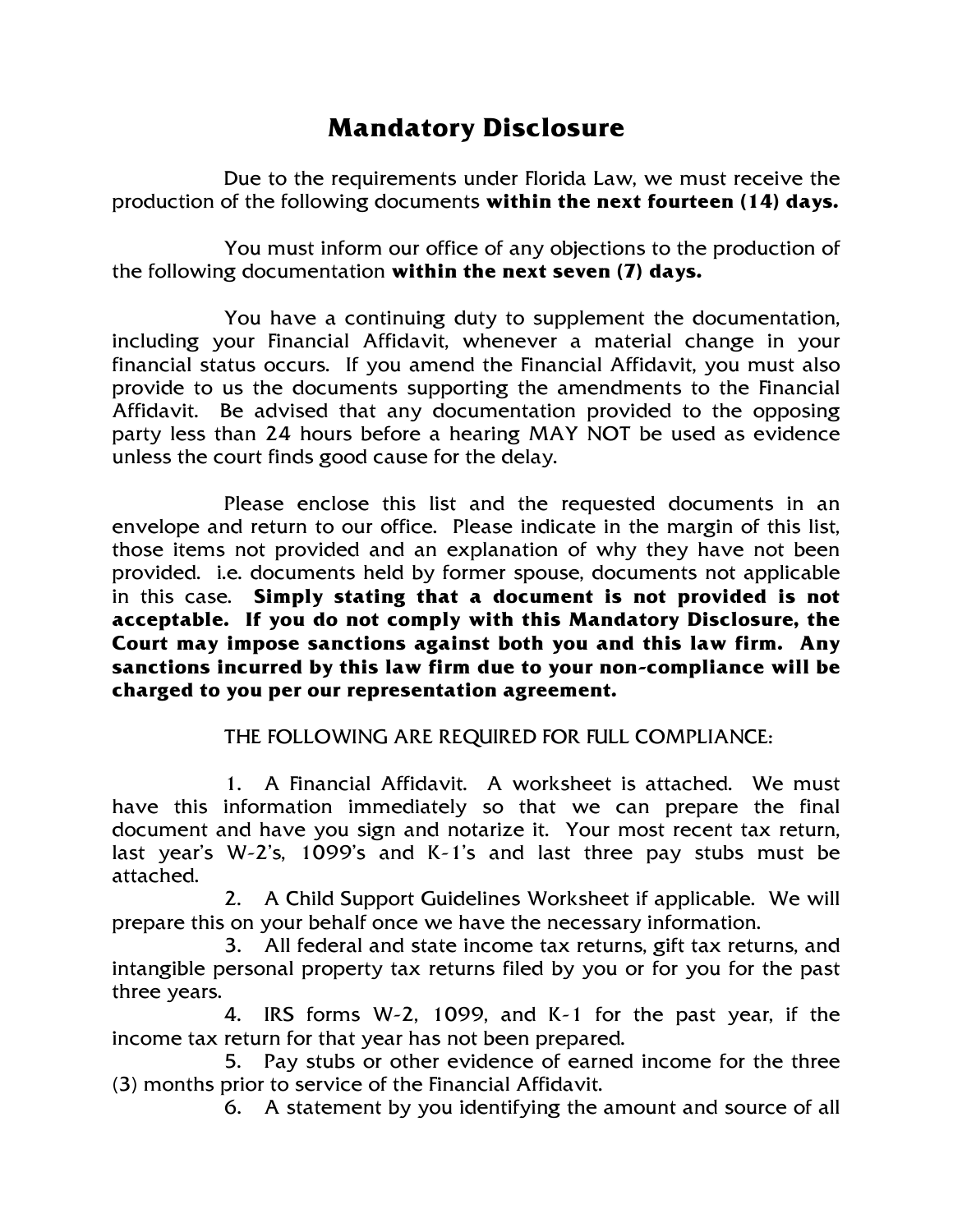# Mandatory Disclosure

Due to the requirements under Florida Law, we must receive the production of the following documents **within the next fourteen (14) days.**

You must inform our office of any objections to the production of the following documentation **within the next seven (7) days.**

You have a continuing duty to supplement the documentation, including your Financial Affidavit, whenever a material change in your financial status occurs. If you amend the Financial Affidavit, you must also provide to us the documents supporting the amendments to the Financial Affidavit. Be advised that any documentation provided to the opposing party less than 24 hours before a hearing MAY NOT be used as evidence unless the court finds good cause for the delay.

Please enclose this list and the requested documents in an envelope and return to our office. Please indicate in the margin of this list, those items not provided and an explanation of why they have not been provided. i.e. documents held by former spouse, documents not applicable in this case. **Simply stating that a document is not provided is not acceptable. If you do not comply with this Mandatory Disclosure, the Court may impose sanctions against both you and this law firm. Any sanctions incurred by this law firm due to your non-compliance will be charged to you per our representation agreement.**

THE FOLLOWING ARE REQUIRED FOR FULL COMPLIANCE:

1. A Financial Affidavit. A worksheet is attached. We must have this information immediately so that we can prepare the final document and have you sign and notarize it. Your most recent tax return, last year's W-2's, 1099's and K-1's and last three pay stubs must be attached.
2. A Child Support Guidelines Worksheet if applicable. We will prepare this on your behalf once we have the necessary information.
3. All federal and state income tax returns, gift tax returns, and intangible personal property tax returns filed by you or for you for the past three years.
4. IRS forms W-2, 1099, and K-1 for the past year, if the income tax return for that year has not been prepared.
5. Pay stubs or other evidence of earned income for the three (3) months prior to service of the Financial Affidavit.
6. A statement by you identifying the amount and source of all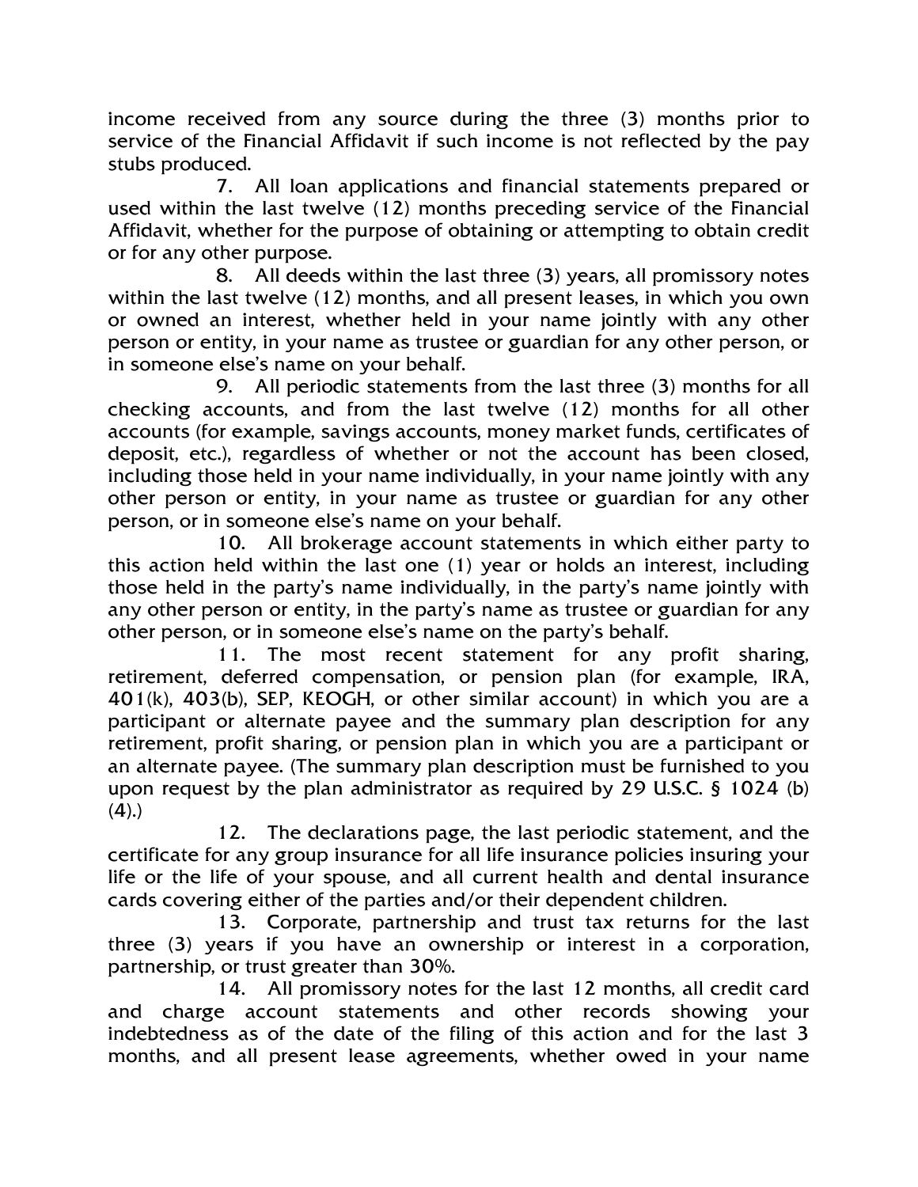income received from any source during the three (3) months prior to service of the Financial Affidavit if such income is not reflected by the pay stubs produced.

7. All loan applications and financial statements prepared or used within the last twelve (12) months preceding service of the Financial Affidavit, whether for the purpose of obtaining or attempting to obtain credit or for any other purpose.

8. All deeds within the last three (3) years, all promissory notes within the last twelve (12) months, and all present leases, in which you own or owned an interest, whether held in your name jointly with any other person or entity, in your name as trustee or guardian for any other person, or in someone else's name on your behalf.

9. All periodic statements from the last three (3) months for all checking accounts, and from the last twelve (12) months for all other accounts (for example, savings accounts, money market funds, certificates of deposit, etc.), regardless of whether or not the account has been closed, including those held in your name individually, in your name jointly with any other person or entity, in your name as trustee or guardian for any other person, or in someone else's name on your behalf.

10. All brokerage account statements in which either party to this action held within the last one (1) year or holds an interest, including those held in the party's name individually, in the party's name jointly with any other person or entity, in the party's name as trustee or guardian for any other person, or in someone else's name on the party's behalf.

11. The most recent statement for any profit sharing, retirement, deferred compensation, or pension plan (for example, IRA, 401(k), 403(b), SEP, KEOGH, or other similar account) in which you are a participant or alternate payee and the summary plan description for any retirement, profit sharing, or pension plan in which you are a participant or an alternate payee. (The summary plan description must be furnished to you upon request by the plan administrator as required by 29 U.S.C. § 1024 (b)(4).)

12. The declarations page, the last periodic statement, and the certificate for any group insurance for all life insurance policies insuring your life or the life of your spouse, and all current health and dental insurance cards covering either of the parties and/or their dependent children.

13. Corporate, partnership and trust tax returns for the last three (3) years if you have an ownership or interest in a corporation, partnership, or trust greater than 30%.

14. All promissory notes for the last 12 months, all credit card and charge account statements and other records showing your indebtedness as of the date of the filing of this action and for the last 3 months, and all present lease agreements, whether owed in your name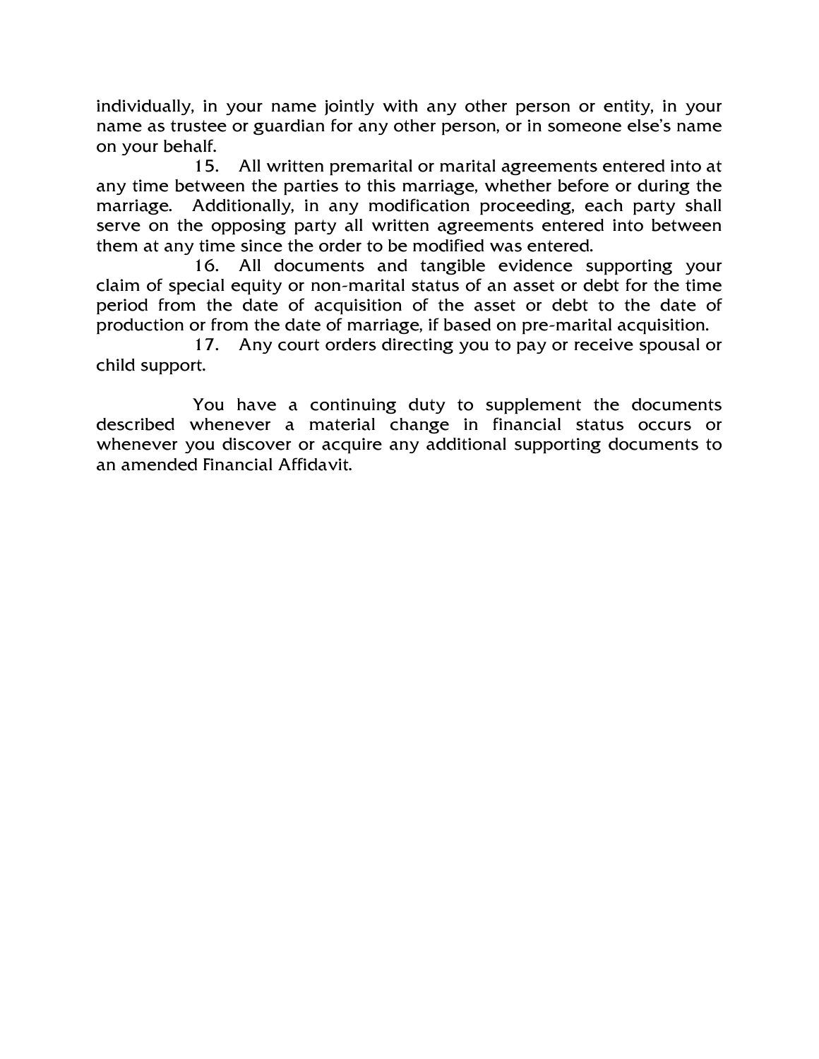individually, in your name jointly with any other person or entity, in your name as trustee or guardian for any other person, or in someone else's name on your behalf.

15. All written premarital or marital agreements entered into at any time between the parties to this marriage, whether before or during the marriage. Additionally, in any modification proceeding, each party shall serve on the opposing party all written agreements entered into between them at any time since the order to be modified was entered.

16. All documents and tangible evidence supporting your claim of special equity or non-marital status of an asset or debt for the time period from the date of acquisition of the asset or debt to the date of production or from the date of marriage, if based on pre-marital acquisition.

17. Any court orders directing you to pay or receive spousal or child support.

You have a continuing duty to supplement the documents described whenever a material change in financial status occurs or whenever you discover or acquire any additional supporting documents to an amended Financial Affidavit.